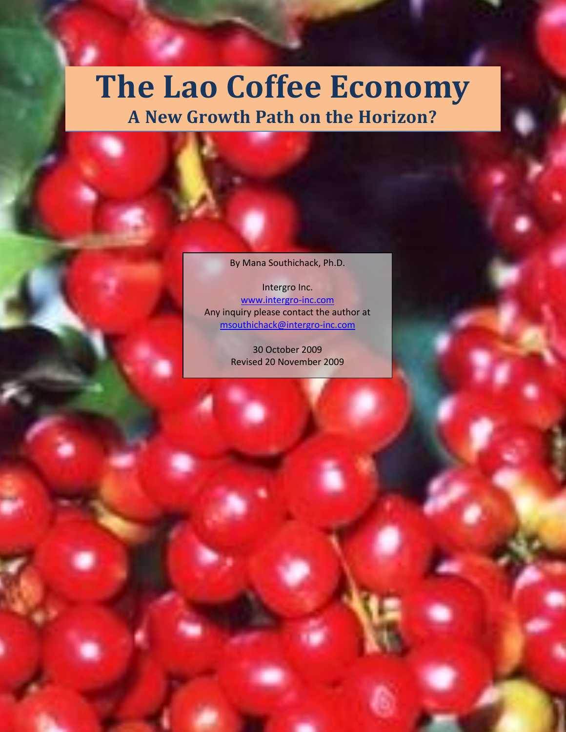# The Lao Coffee Economy

## A New Growth Path on the Horizon?

By Mana Southichack, Ph.D.

Intergro Inc.
www.intergro-inc.com
Any inquiry please contact the author at
msouthichack@intergro-inc.com

30 October 2009
Revised 20 November 2009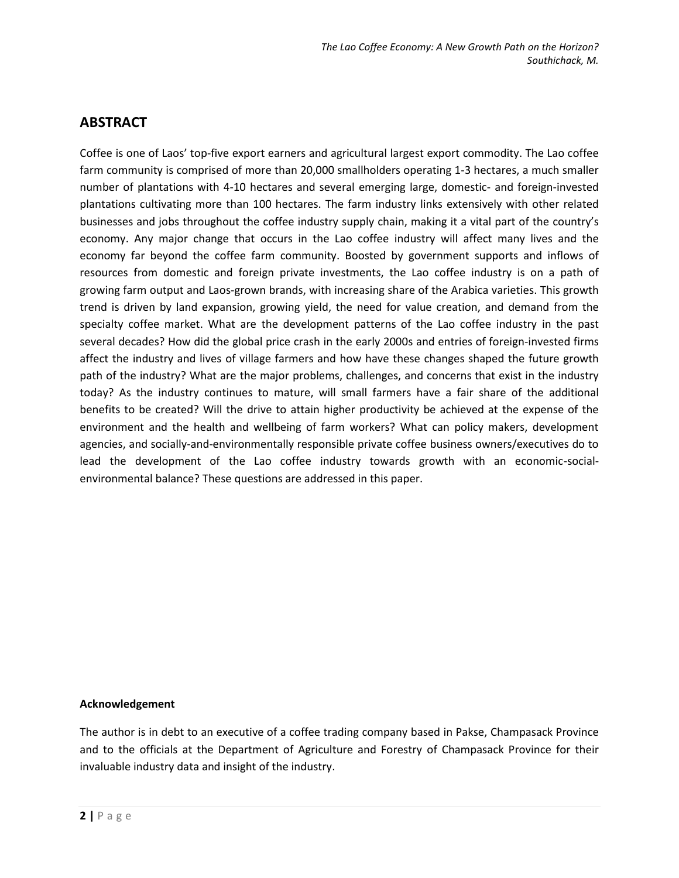## ABSTRACT

Coffee is one of Laos' top-five export earners and agricultural largest export commodity. The Lao coffee farm community is comprised of more than 20,000 smallholders operating 1-3 hectares, a much smaller number of plantations with 4-10 hectares and several emerging large, domestic- and foreign-invested plantations cultivating more than 100 hectares. The farm industry links extensively with other related businesses and jobs throughout the coffee industry supply chain, making it a vital part of the country's economy. Any major change that occurs in the Lao coffee industry will affect many lives and the economy far beyond the coffee farm community. Boosted by government supports and inflows of resources from domestic and foreign private investments, the Lao coffee industry is on a path of growing farm output and Laos-grown brands, with increasing share of the Arabica varieties. This growth trend is driven by land expansion, growing yield, the need for value creation, and demand from the specialty coffee market. What are the development patterns of the Lao coffee industry in the past several decades? How did the global price crash in the early 2000s and entries of foreign-invested firms affect the industry and lives of village farmers and how have these changes shaped the future growth path of the industry? What are the major problems, challenges, and concerns that exist in the industry today? As the industry continues to mature, will small farmers have a fair share of the additional benefits to be created? Will the drive to attain higher productivity be achieved at the expense of the environment and the health and wellbeing of farm workers? What can policy makers, development agencies, and socially-and-environmentally responsible private coffee business owners/executives do to lead the development of the Lao coffee industry towards growth with an economic-social-environmental balance? These questions are addressed in this paper.

**Acknowledgement**

The author is in debt to an executive of a coffee trading company based in Pakse, Champasack Province and to the officials at the Department of Agriculture and Forestry of Champasack Province for their invaluable industry data and insight of the industry.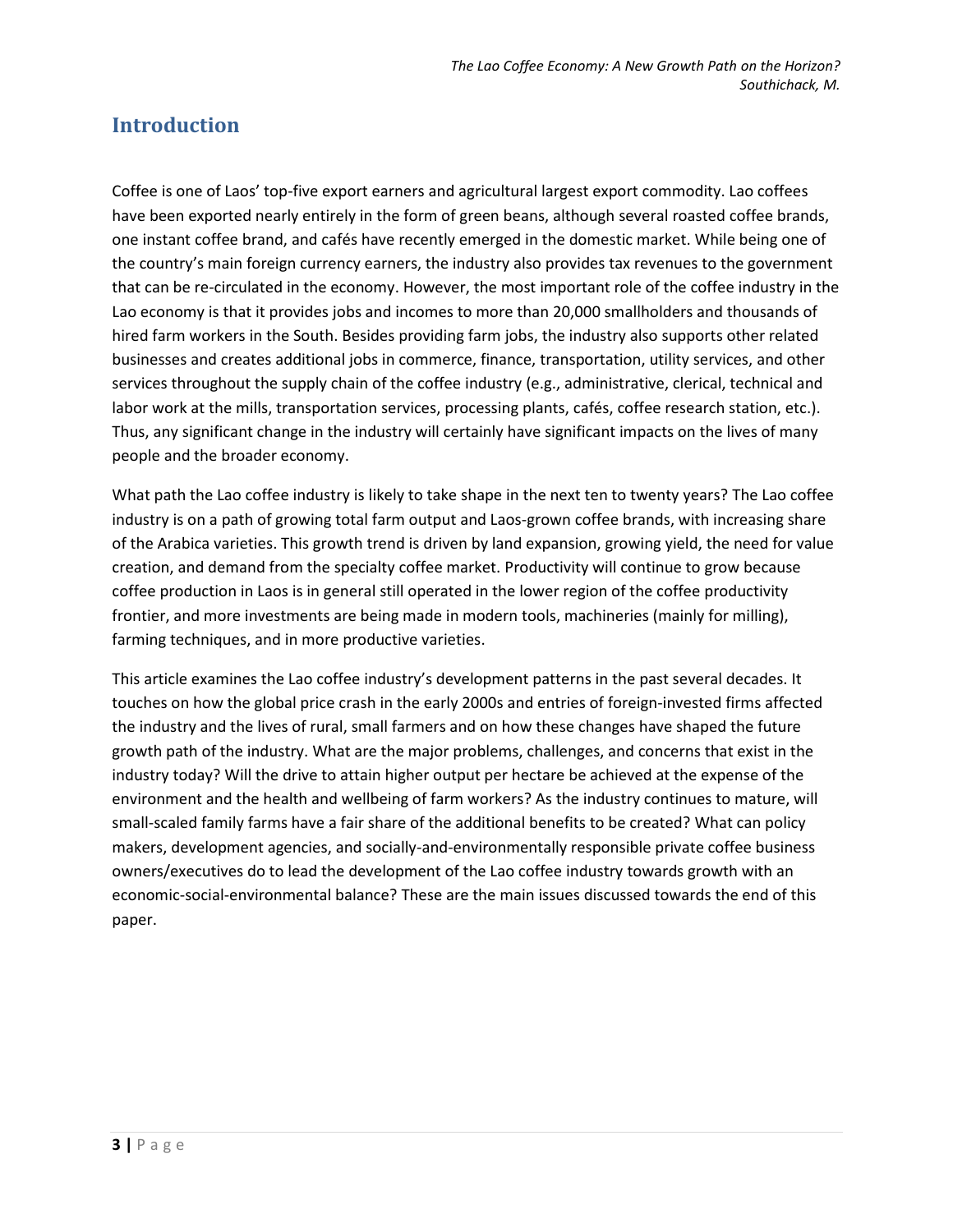## Introduction

Coffee is one of Laos' top-five export earners and agricultural largest export commodity. Lao coffees have been exported nearly entirely in the form of green beans, although several roasted coffee brands, one instant coffee brand, and cafés have recently emerged in the domestic market. While being one of the country's main foreign currency earners, the industry also provides tax revenues to the government that can be re-circulated in the economy. However, the most important role of the coffee industry in the Lao economy is that it provides jobs and incomes to more than 20,000 smallholders and thousands of hired farm workers in the South. Besides providing farm jobs, the industry also supports other related businesses and creates additional jobs in commerce, finance, transportation, utility services, and other services throughout the supply chain of the coffee industry (e.g., administrative, clerical, technical and labor work at the mills, transportation services, processing plants, cafés, coffee research station, etc.). Thus, any significant change in the industry will certainly have significant impacts on the lives of many people and the broader economy.

What path the Lao coffee industry is likely to take shape in the next ten to twenty years? The Lao coffee industry is on a path of growing total farm output and Laos-grown coffee brands, with increasing share of the Arabica varieties. This growth trend is driven by land expansion, growing yield, the need for value creation, and demand from the specialty coffee market. Productivity will continue to grow because coffee production in Laos is in general still operated in the lower region of the coffee productivity frontier, and more investments are being made in modern tools, machineries (mainly for milling), farming techniques, and in more productive varieties.

This article examines the Lao coffee industry's development patterns in the past several decades. It touches on how the global price crash in the early 2000s and entries of foreign-invested firms affected the industry and the lives of rural, small farmers and on how these changes have shaped the future growth path of the industry. What are the major problems, challenges, and concerns that exist in the industry today? Will the drive to attain higher output per hectare be achieved at the expense of the environment and the health and wellbeing of farm workers? As the industry continues to mature, will small-scaled family farms have a fair share of the additional benefits to be created? What can policy makers, development agencies, and socially-and-environmentally responsible private coffee business owners/executives do to lead the development of the Lao coffee industry towards growth with an economic-social-environmental balance? These are the main issues discussed towards the end of this paper.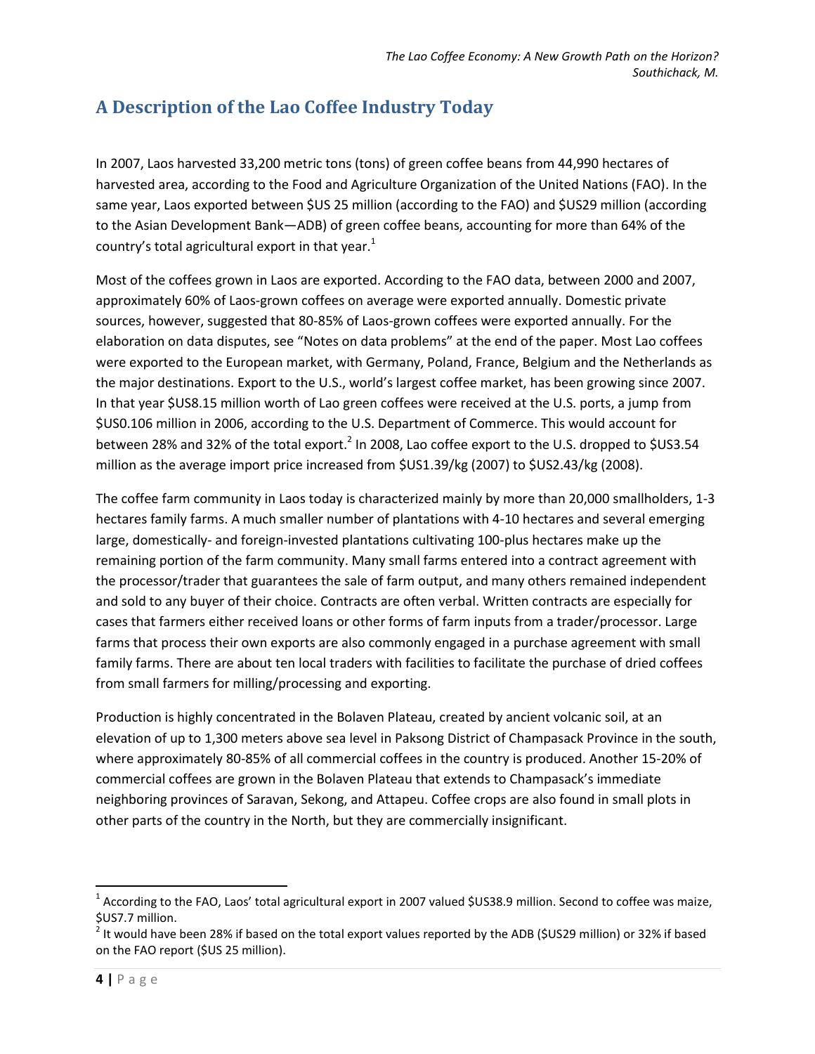## A Description of the Lao Coffee Industry Today

In 2007, Laos harvested 33,200 metric tons (tons) of green coffee beans from 44,990 hectares of harvested area, according to the Food and Agriculture Organization of the United Nations (FAO). In the same year, Laos exported between $US 25 million (according to the FAO) and $US29 million (according to the Asian Development Bank—ADB) of green coffee beans, accounting for more than 64% of the country's total agricultural export in that year.[1]

Most of the coffees grown in Laos are exported. According to the FAO data, between 2000 and 2007, approximately 60% of Laos-grown coffees on average were exported annually. Domestic private sources, however, suggested that 80-85% of Laos-grown coffees were exported annually. For the elaboration on data disputes, see "Notes on data problems" at the end of the paper. Most Lao coffees were exported to the European market, with Germany, Poland, France, Belgium and the Netherlands as the major destinations. Export to the U.S., world's largest coffee market, has been growing since 2007. In that year $US8.15 million worth of Lao green coffees were received at the U.S. ports, a jump from $US0.106 million in 2006, according to the U.S. Department of Commerce. This would account for between 28% and 32% of the total export.[2] In 2008, Lao coffee export to the U.S. dropped to $US3.54 million as the average import price increased from $US1.39/kg (2007) to $US2.43/kg (2008).

The coffee farm community in Laos today is characterized mainly by more than 20,000 smallholders, 1-3 hectares family farms. A much smaller number of plantations with 4-10 hectares and several emerging large, domestically- and foreign-invested plantations cultivating 100-plus hectares make up the remaining portion of the farm community. Many small farms entered into a contract agreement with the processor/trader that guarantees the sale of farm output, and many others remained independent and sold to any buyer of their choice. Contracts are often verbal. Written contracts are especially for cases that farmers either received loans or other forms of farm inputs from a trader/processor. Large farms that process their own exports are also commonly engaged in a purchase agreement with small family farms. There are about ten local traders with facilities to facilitate the purchase of dried coffees from small farmers for milling/processing and exporting.

Production is highly concentrated in the Bolaven Plateau, created by ancient volcanic soil, at an elevation of up to 1,300 meters above sea level in Paksong District of Champasack Province in the south, where approximately 80-85% of all commercial coffees in the country is produced. Another 15-20% of commercial coffees are grown in the Bolaven Plateau that extends to Champasack's immediate neighboring provinces of Saravan, Sekong, and Attapeu. Coffee crops are also found in small plots in other parts of the country in the North, but they are commercially insignificant.

---

[1] According to the FAO, Laos' total agricultural export in 2007 valued $US38.9 million. Second to coffee was maize, $US7.7 million.

[2] It would have been 28% if based on the total export values reported by the ADB ($US29 million) or 32% if based on the FAO report ($US 25 million).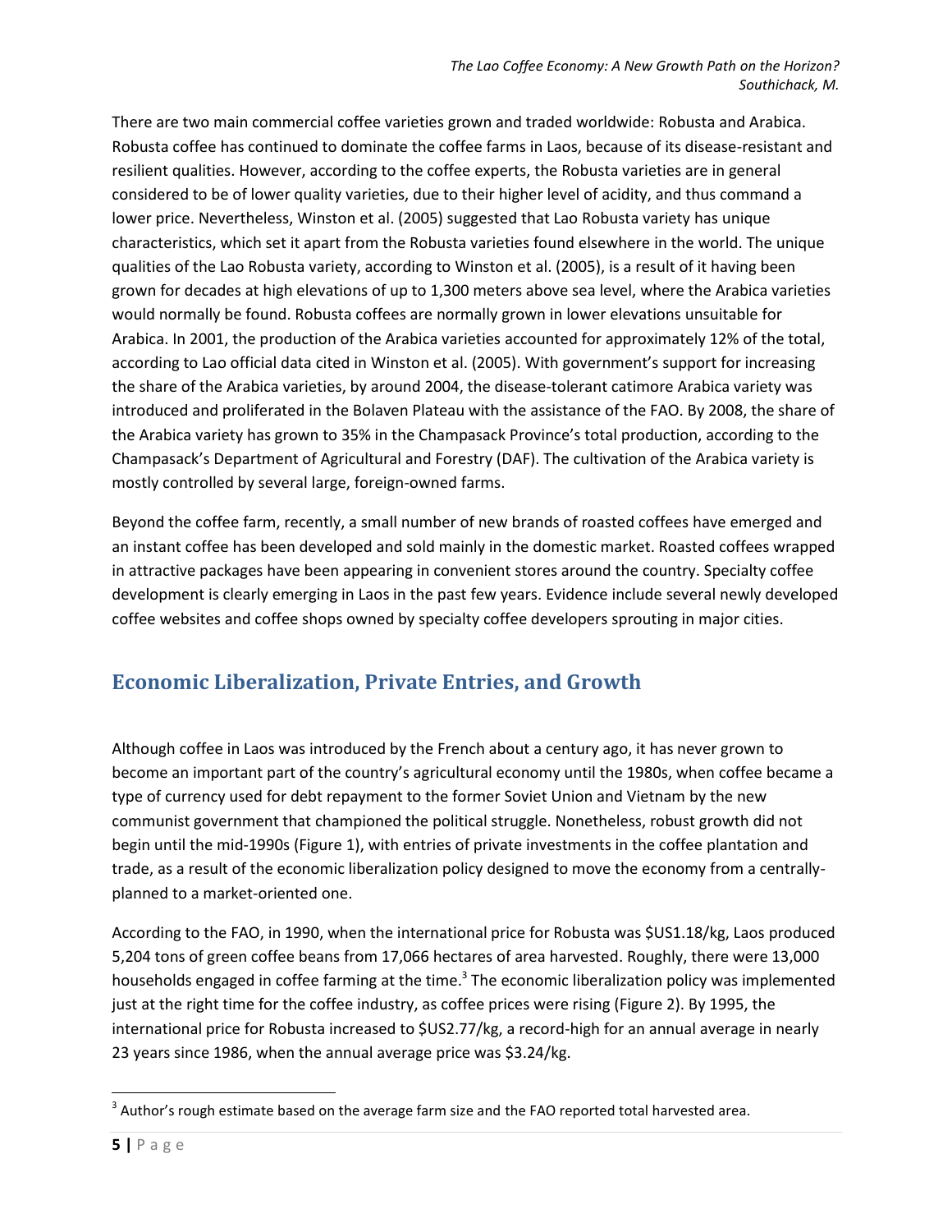There are two main commercial coffee varieties grown and traded worldwide: Robusta and Arabica. Robusta coffee has continued to dominate the coffee farms in Laos, because of its disease-resistant and resilient qualities. However, according to the coffee experts, the Robusta varieties are in general considered to be of lower quality varieties, due to their higher level of acidity, and thus command a lower price. Nevertheless, Winston et al. (2005) suggested that Lao Robusta variety has unique characteristics, which set it apart from the Robusta varieties found elsewhere in the world. The unique qualities of the Lao Robusta variety, according to Winston et al. (2005), is a result of it having been grown for decades at high elevations of up to 1,300 meters above sea level, where the Arabica varieties would normally be found. Robusta coffees are normally grown in lower elevations unsuitable for Arabica. In 2001, the production of the Arabica varieties accounted for approximately 12% of the total, according to Lao official data cited in Winston et al. (2005). With government's support for increasing the share of the Arabica varieties, by around 2004, the disease-tolerant catimore Arabica variety was introduced and proliferated in the Bolaven Plateau with the assistance of the FAO. By 2008, the share of the Arabica variety has grown to 35% in the Champasack Province's total production, according to the Champasack's Department of Agricultural and Forestry (DAF). The cultivation of the Arabica variety is mostly controlled by several large, foreign-owned farms.

Beyond the coffee farm, recently, a small number of new brands of roasted coffees have emerged and an instant coffee has been developed and sold mainly in the domestic market. Roasted coffees wrapped in attractive packages have been appearing in convenient stores around the country. Specialty coffee development is clearly emerging in Laos in the past few years. Evidence include several newly developed coffee websites and coffee shops owned by specialty coffee developers sprouting in major cities.

## Economic Liberalization, Private Entries, and Growth

Although coffee in Laos was introduced by the French about a century ago, it has never grown to become an important part of the country's agricultural economy until the 1980s, when coffee became a type of currency used for debt repayment to the former Soviet Union and Vietnam by the new communist government that championed the political struggle. Nonetheless, robust growth did not begin until the mid-1990s (Figure 1), with entries of private investments in the coffee plantation and trade, as a result of the economic liberalization policy designed to move the economy from a centrally-planned to a market-oriented one.

According to the FAO, in 1990, when the international price for Robusta was $US1.18/kg, Laos produced 5,204 tons of green coffee beans from 17,066 hectares of area harvested. Roughly, there were 13,000 households engaged in coffee farming at the time.[3] The economic liberalization policy was implemented just at the right time for the coffee industry, as coffee prices were rising (Figure 2). By 1995, the international price for Robusta increased to $US2.77/kg, a record-high for an annual average in nearly 23 years since 1986, when the annual average price was $3.24/kg.

[3] Author's rough estimate based on the average farm size and the FAO reported total harvested area.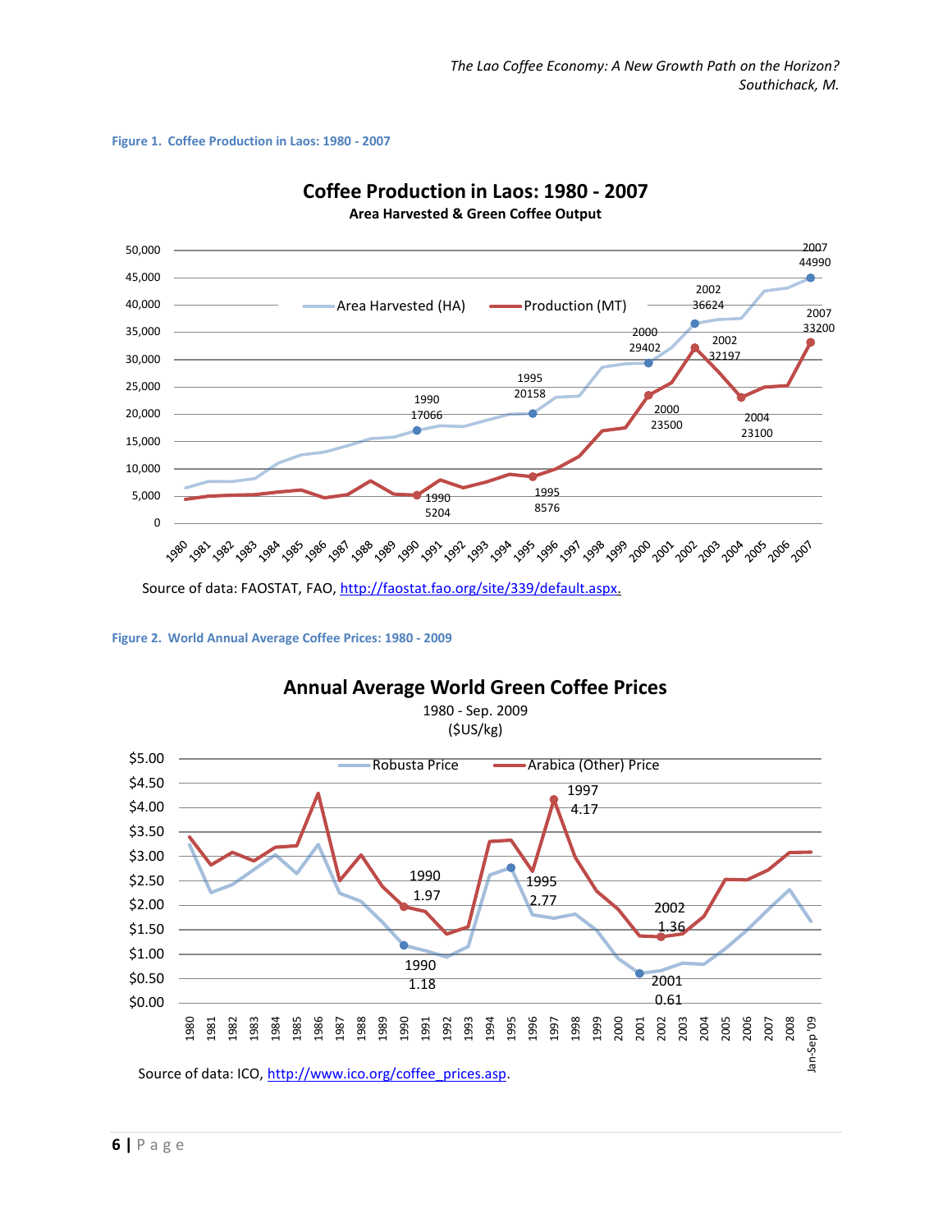**Figure 1. Coffee Production in Laos: 1980 - 2007**

Source of data: FAOSTAT, FAO, http://faostat.fao.org/site/339/default.aspx.

**Figure 2. World Annual Average Coffee Prices: 1980 - 2009**

Source of data: ICO, http://www.ico.org/coffee_prices.asp.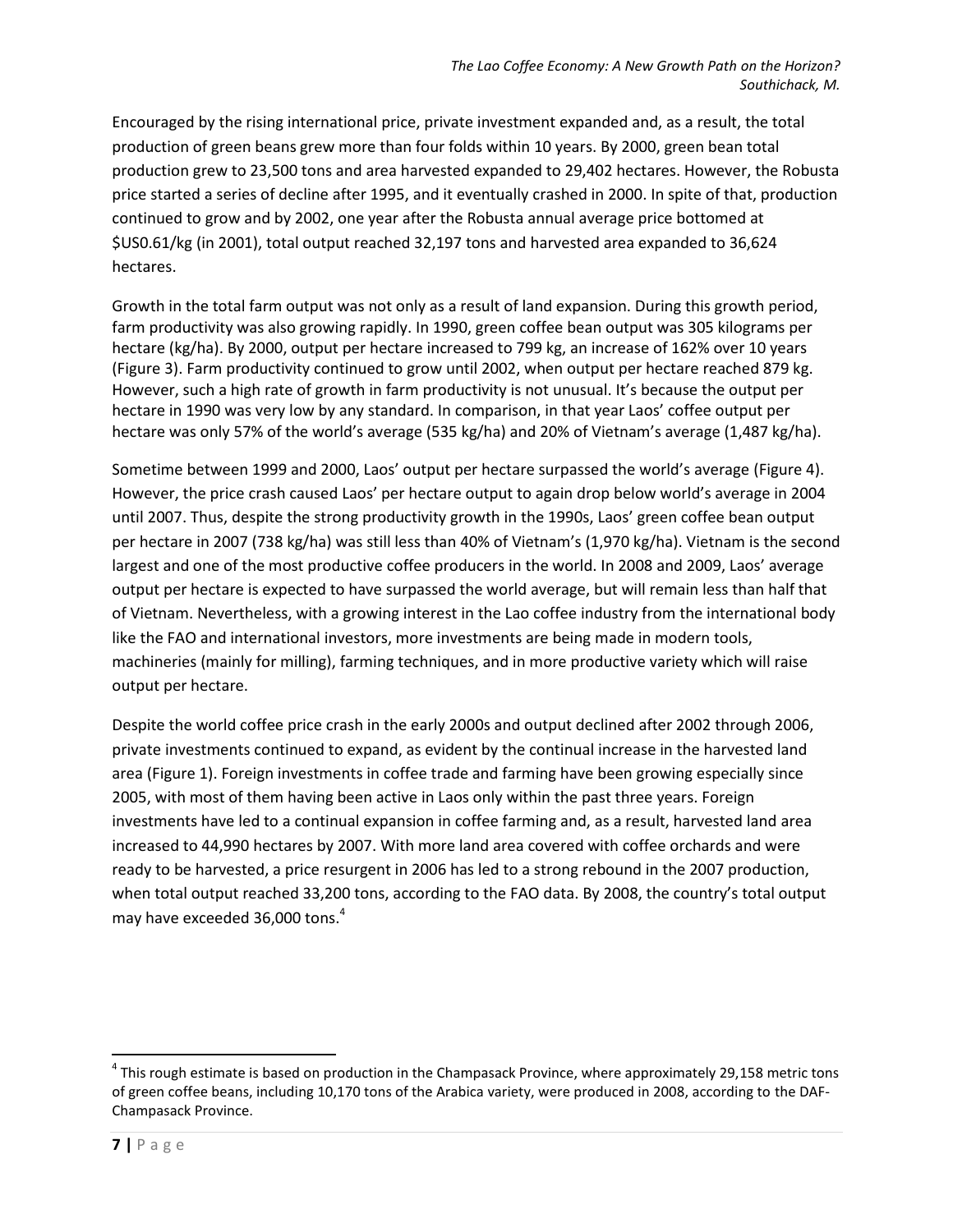Encouraged by the rising international price, private investment expanded and, as a result, the total production of green beans grew more than four folds within 10 years. By 2000, green bean total production grew to 23,500 tons and area harvested expanded to 29,402 hectares. However, the Robusta price started a series of decline after 1995, and it eventually crashed in 2000. In spite of that, production continued to grow and by 2002, one year after the Robusta annual average price bottomed at $US0.61/kg (in 2001), total output reached 32,197 tons and harvested area expanded to 36,624 hectares.

Growth in the total farm output was not only as a result of land expansion. During this growth period, farm productivity was also growing rapidly. In 1990, green coffee bean output was 305 kilograms per hectare (kg/ha). By 2000, output per hectare increased to 799 kg, an increase of 162% over 10 years (Figure 3). Farm productivity continued to grow until 2002, when output per hectare reached 879 kg. However, such a high rate of growth in farm productivity is not unusual. It's because the output per hectare in 1990 was very low by any standard. In comparison, in that year Laos' coffee output per hectare was only 57% of the world's average (535 kg/ha) and 20% of Vietnam's average (1,487 kg/ha).

Sometime between 1999 and 2000, Laos' output per hectare surpassed the world's average (Figure 4). However, the price crash caused Laos' per hectare output to again drop below world's average in 2004 until 2007. Thus, despite the strong productivity growth in the 1990s, Laos' green coffee bean output per hectare in 2007 (738 kg/ha) was still less than 40% of Vietnam's (1,970 kg/ha). Vietnam is the second largest and one of the most productive coffee producers in the world. In 2008 and 2009, Laos' average output per hectare is expected to have surpassed the world average, but will remain less than half that of Vietnam. Nevertheless, with a growing interest in the Lao coffee industry from the international body like the FAO and international investors, more investments are being made in modern tools, machineries (mainly for milling), farming techniques, and in more productive variety which will raise output per hectare.

Despite the world coffee price crash in the early 2000s and output declined after 2002 through 2006, private investments continued to expand, as evident by the continual increase in the harvested land area (Figure 1). Foreign investments in coffee trade and farming have been growing especially since 2005, with most of them having been active in Laos only within the past three years. Foreign investments have led to a continual expansion in coffee farming and, as a result, harvested land area increased to 44,990 hectares by 2007. With more land area covered with coffee orchards and were ready to be harvested, a price resurgent in 2006 has led to a strong rebound in the 2007 production, when total output reached 33,200 tons, according to the FAO data. By 2008, the country's total output may have exceeded 36,000 tons.[4]

---

[4] This rough estimate is based on production in the Champasack Province, where approximately 29,158 metric tons of green coffee beans, including 10,170 tons of the Arabica variety, were produced in 2008, according to the DAF-Champasack Province.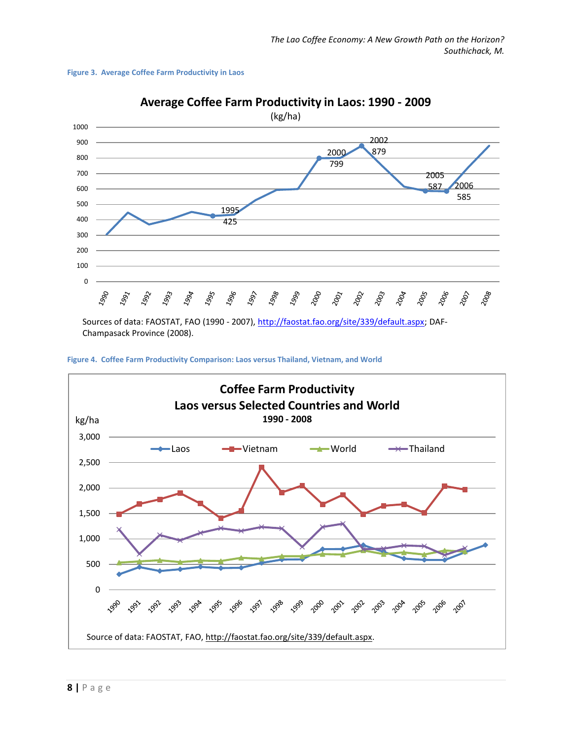**Figure 3. Average Coffee Farm Productivity in Laos**

Sources of data: FAOSTAT, FAO (1990 - 2007), http://faostat.fao.org/site/339/default.aspx; DAF-Champasack Province (2008).

**Figure 4. Coffee Farm Productivity Comparison: Laos versus Thailand, Vietnam, and World**

Source of data: FAOSTAT, FAO, http://faostat.fao.org/site/339/default.aspx.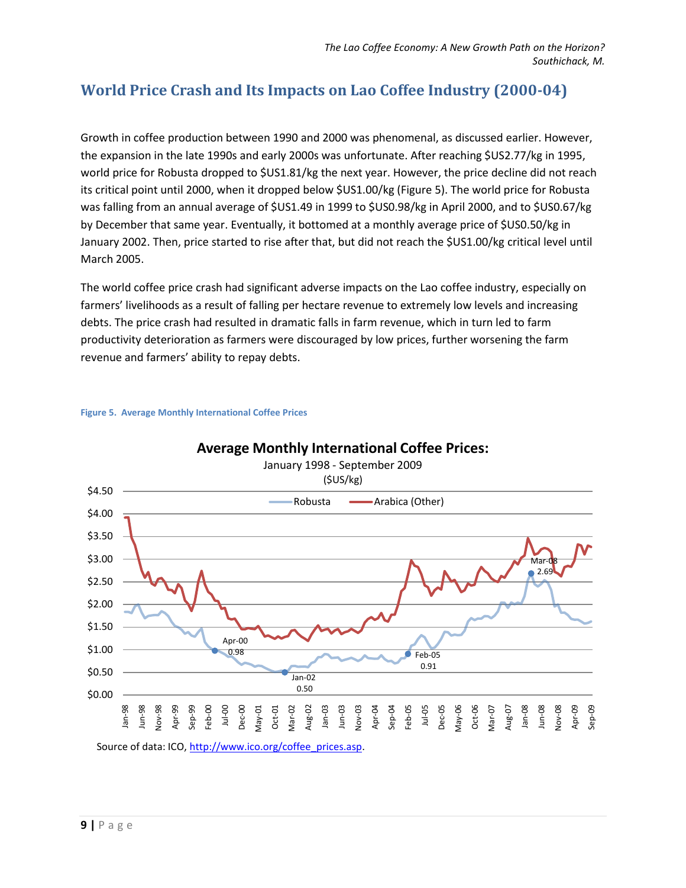## World Price Crash and Its Impacts on Lao Coffee Industry (2000-04)

Growth in coffee production between 1990 and 2000 was phenomenal, as discussed earlier. However, the expansion in the late 1990s and early 2000s was unfortunate. After reaching $US2.77/kg in 1995, world price for Robusta dropped to $US1.81/kg the next year. However, the price decline did not reach its critical point until 2000, when it dropped below $US1.00/kg (Figure 5). The world price for Robusta was falling from an annual average of $US1.49 in 1999 to $US0.98/kg in April 2000, and to $US0.67/kg by December that same year. Eventually, it bottomed at a monthly average price of $US0.50/kg in January 2002. Then, price started to rise after that, but did not reach the $US1.00/kg critical level until March 2005.

The world coffee price crash had significant adverse impacts on the Lao coffee industry, especially on farmers' livelihoods as a result of falling per hectare revenue to extremely low levels and increasing debts. The price crash had resulted in dramatic falls in farm revenue, which in turn led to farm productivity deterioration as farmers were discouraged by low prices, further worsening the farm revenue and farmers' ability to repay debts.

**Figure 5. Average Monthly International Coffee Prices**

**Average Monthly International Coffee Prices:**
January 1998 - September 2009
($US/kg)

Source of data: ICO, http://www.ico.org/coffee_prices.asp.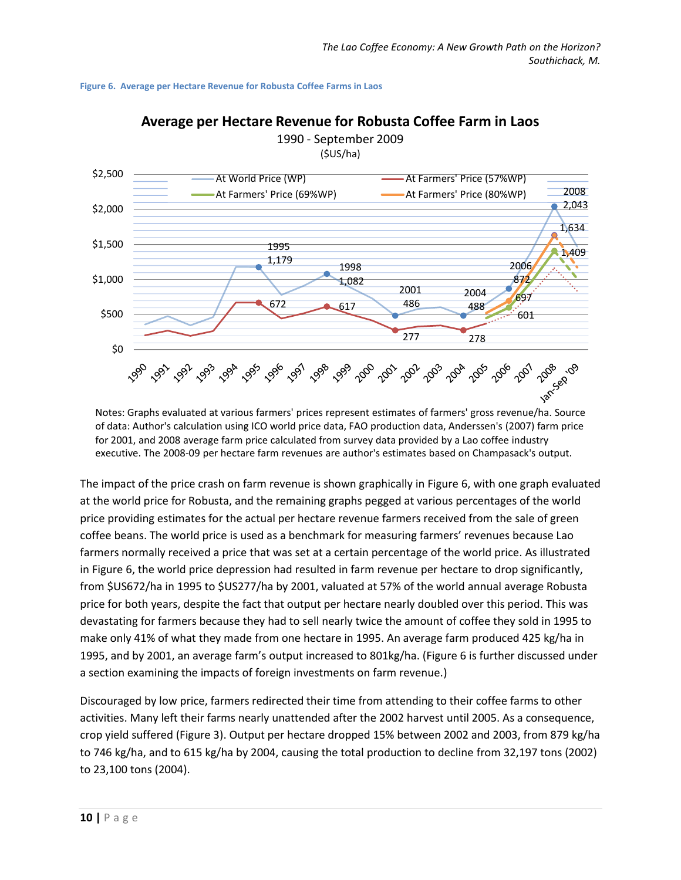**Figure 6. Average per Hectare Revenue for Robusta Coffee Farms in Laos**

Notes: Graphs evaluated at various farmers' prices represent estimates of farmers' gross revenue/ha. Source of data: Author's calculation using ICO world price data, FAO production data, Anderssen's (2007) farm price for 2001, and 2008 average farm price calculated from survey data provided by a Lao coffee industry executive. The 2008-09 per hectare farm revenues are author's estimates based on Champasack's output.

The impact of the price crash on farm revenue is shown graphically in Figure 6, with one graph evaluated at the world price for Robusta, and the remaining graphs pegged at various percentages of the world price providing estimates for the actual per hectare revenue farmers received from the sale of green coffee beans. The world price is used as a benchmark for measuring farmers' revenues because Lao farmers normally received a price that was set at a certain percentage of the world price. As illustrated in Figure 6, the world price depression had resulted in farm revenue per hectare to drop significantly, from $US672/ha in 1995 to $US277/ha by 2001, valuated at 57% of the world annual average Robusta price for both years, despite the fact that output per hectare nearly doubled over this period. This was devastating for farmers because they had to sell nearly twice the amount of coffee they sold in 1995 to make only 41% of what they made from one hectare in 1995. An average farm produced 425 kg/ha in 1995, and by 2001, an average farm's output increased to 801kg/ha. (Figure 6 is further discussed under a section examining the impacts of foreign investments on farm revenue.)

Discouraged by low price, farmers redirected their time from attending to their coffee farms to other activities. Many left their farms nearly unattended after the 2002 harvest until 2005. As a consequence, crop yield suffered (Figure 3). Output per hectare dropped 15% between 2002 and 2003, from 879 kg/ha to 746 kg/ha, and to 615 kg/ha by 2004, causing the total production to decline from 32,197 tons (2002) to 23,100 tons (2004).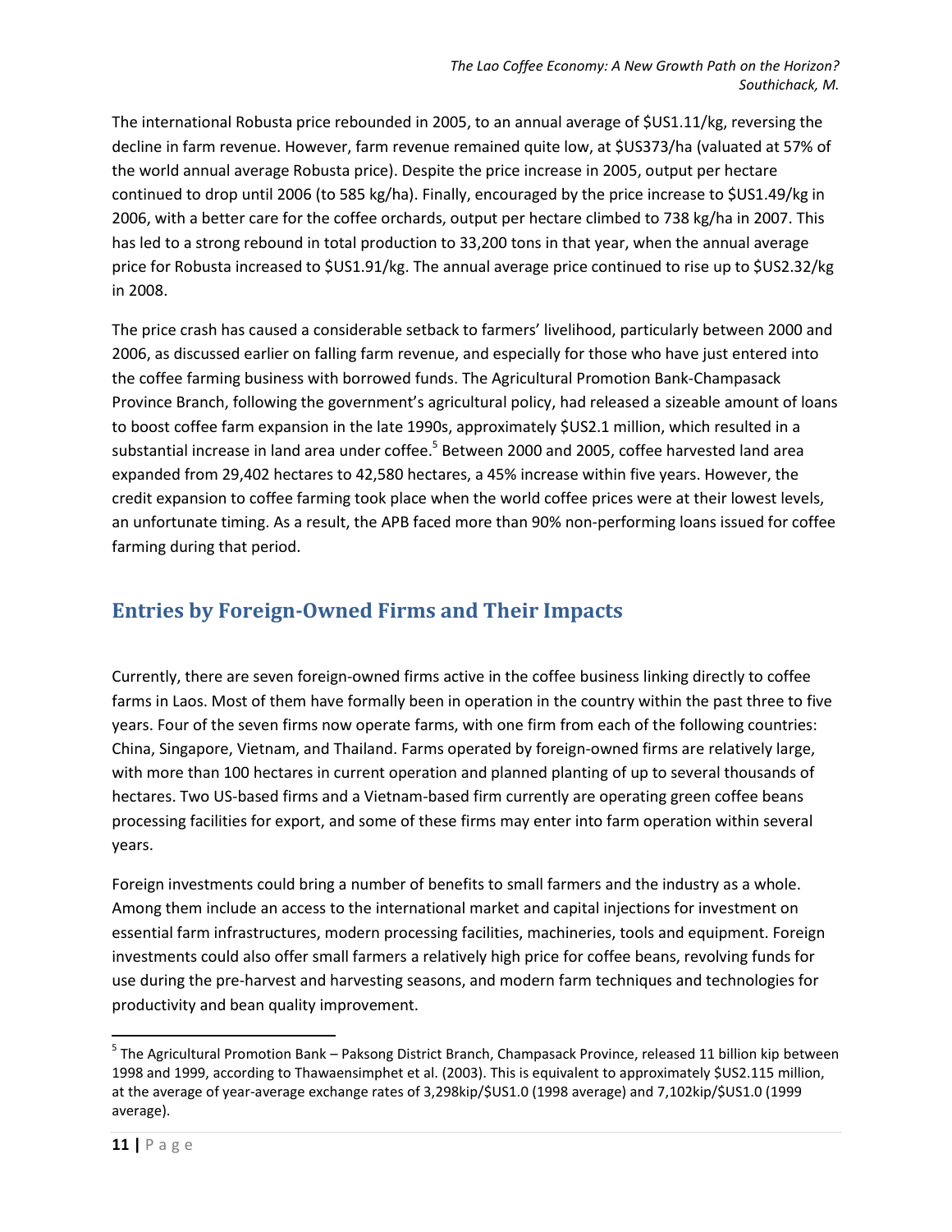The international Robusta price rebounded in 2005, to an annual average of $US1.11/kg, reversing the decline in farm revenue. However, farm revenue remained quite low, at $US373/ha (valuated at 57% of the world annual average Robusta price). Despite the price increase in 2005, output per hectare continued to drop until 2006 (to 585 kg/ha). Finally, encouraged by the price increase to $US1.49/kg in 2006, with a better care for the coffee orchards, output per hectare climbed to 738 kg/ha in 2007. This has led to a strong rebound in total production to 33,200 tons in that year, when the annual average price for Robusta increased to $US1.91/kg. The annual average price continued to rise up to $US2.32/kg in 2008.

The price crash has caused a considerable setback to farmers' livelihood, particularly between 2000 and 2006, as discussed earlier on falling farm revenue, and especially for those who have just entered into the coffee farming business with borrowed funds. The Agricultural Promotion Bank-Champasack Province Branch, following the government's agricultural policy, had released a sizeable amount of loans to boost coffee farm expansion in the late 1990s, approximately $US2.1 million, which resulted in a substantial increase in land area under coffee.[5] Between 2000 and 2005, coffee harvested land area expanded from 29,402 hectares to 42,580 hectares, a 45% increase within five years. However, the credit expansion to coffee farming took place when the world coffee prices were at their lowest levels, an unfortunate timing. As a result, the APB faced more than 90% non-performing loans issued for coffee farming during that period.

## Entries by Foreign-Owned Firms and Their Impacts

Currently, there are seven foreign-owned firms active in the coffee business linking directly to coffee farms in Laos. Most of them have formally been in operation in the country within the past three to five years. Four of the seven firms now operate farms, with one firm from each of the following countries: China, Singapore, Vietnam, and Thailand. Farms operated by foreign-owned firms are relatively large, with more than 100 hectares in current operation and planned planting of up to several thousands of hectares. Two US-based firms and a Vietnam-based firm currently are operating green coffee beans processing facilities for export, and some of these firms may enter into farm operation within several years.

Foreign investments could bring a number of benefits to small farmers and the industry as a whole. Among them include an access to the international market and capital injections for investment on essential farm infrastructures, modern processing facilities, machineries, tools and equipment. Foreign investments could also offer small farmers a relatively high price for coffee beans, revolving funds for use during the pre-harvest and harvesting seasons, and modern farm techniques and technologies for productivity and bean quality improvement.

---

[5] The Agricultural Promotion Bank – Paksong District Branch, Champasack Province, released 11 billion kip between 1998 and 1999, according to Thawaensimphet et al. (2003). This is equivalent to approximately $US2.115 million, at the average of year-average exchange rates of 3,298kip/$US1.0 (1998 average) and 7,102kip/$US1.0 (1999 average).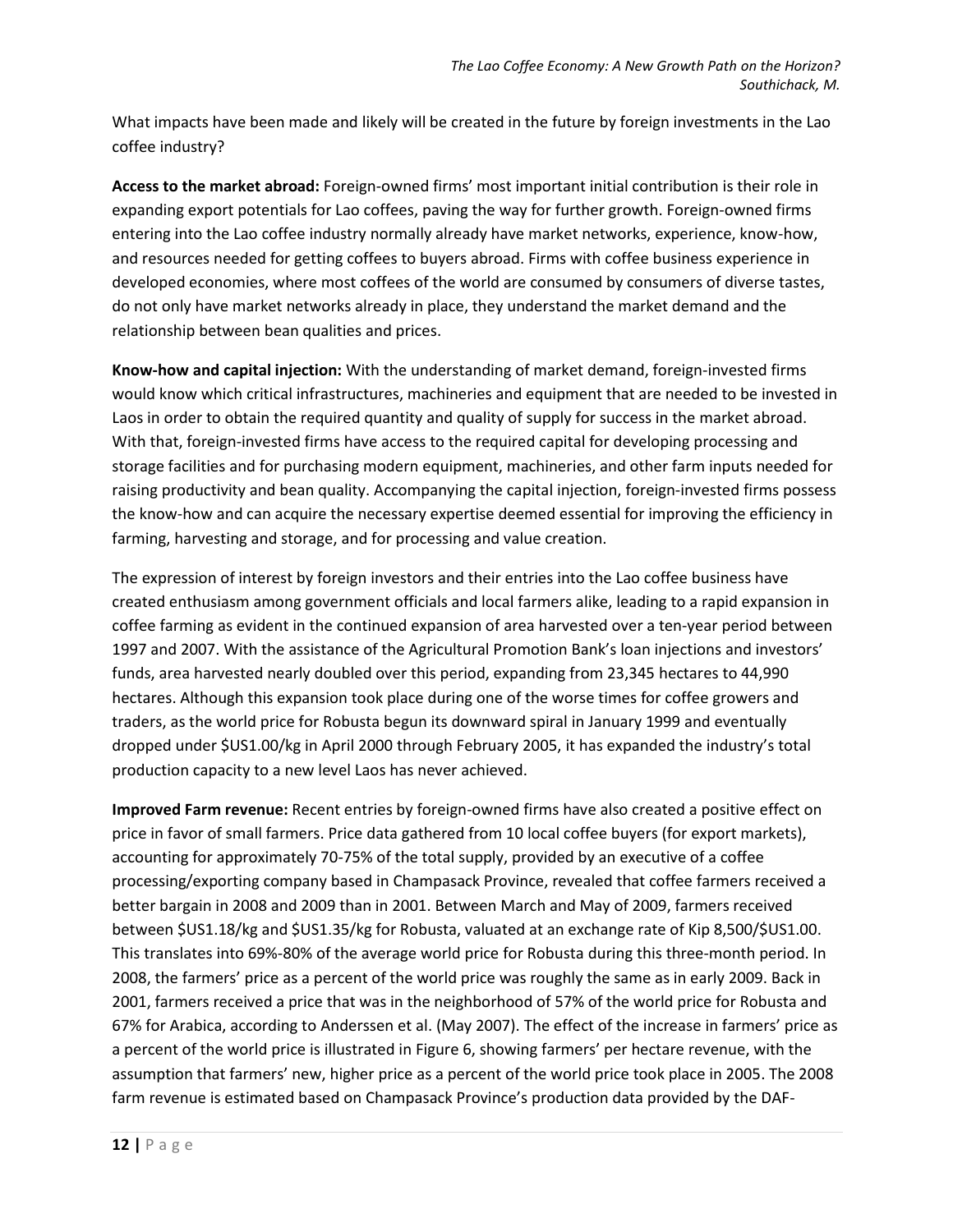What impacts have been made and likely will be created in the future by foreign investments in the Lao coffee industry?

**Access to the market abroad:** Foreign-owned firms' most important initial contribution is their role in expanding export potentials for Lao coffees, paving the way for further growth. Foreign-owned firms entering into the Lao coffee industry normally already have market networks, experience, know-how, and resources needed for getting coffees to buyers abroad. Firms with coffee business experience in developed economies, where most coffees of the world are consumed by consumers of diverse tastes, do not only have market networks already in place, they understand the market demand and the relationship between bean qualities and prices.

**Know-how and capital injection:** With the understanding of market demand, foreign-invested firms would know which critical infrastructures, machineries and equipment that are needed to be invested in Laos in order to obtain the required quantity and quality of supply for success in the market abroad. With that, foreign-invested firms have access to the required capital for developing processing and storage facilities and for purchasing modern equipment, machineries, and other farm inputs needed for raising productivity and bean quality. Accompanying the capital injection, foreign-invested firms possess the know-how and can acquire the necessary expertise deemed essential for improving the efficiency in farming, harvesting and storage, and for processing and value creation.

The expression of interest by foreign investors and their entries into the Lao coffee business have created enthusiasm among government officials and local farmers alike, leading to a rapid expansion in coffee farming as evident in the continued expansion of area harvested over a ten-year period between 1997 and 2007. With the assistance of the Agricultural Promotion Bank's loan injections and investors' funds, area harvested nearly doubled over this period, expanding from 23,345 hectares to 44,990 hectares. Although this expansion took place during one of the worse times for coffee growers and traders, as the world price for Robusta begun its downward spiral in January 1999 and eventually dropped under $US1.00/kg in April 2000 through February 2005, it has expanded the industry's total production capacity to a new level Laos has never achieved.

**Improved Farm revenue:** Recent entries by foreign-owned firms have also created a positive effect on price in favor of small farmers. Price data gathered from 10 local coffee buyers (for export markets), accounting for approximately 70-75% of the total supply, provided by an executive of a coffee processing/exporting company based in Champasack Province, revealed that coffee farmers received a better bargain in 2008 and 2009 than in 2001. Between March and May of 2009, farmers received between $US1.18/kg and $US1.35/kg for Robusta, valuated at an exchange rate of Kip 8,500/$US1.00. This translates into 69%-80% of the average world price for Robusta during this three-month period. In 2008, the farmers' price as a percent of the world price was roughly the same as in early 2009. Back in 2001, farmers received a price that was in the neighborhood of 57% of the world price for Robusta and 67% for Arabica, according to Anderssen et al. (May 2007). The effect of the increase in farmers' price as a percent of the world price is illustrated in Figure 6, showing farmers' per hectare revenue, with the assumption that farmers' new, higher price as a percent of the world price took place in 2005. The 2008 farm revenue is estimated based on Champasack Province's production data provided by the DAF-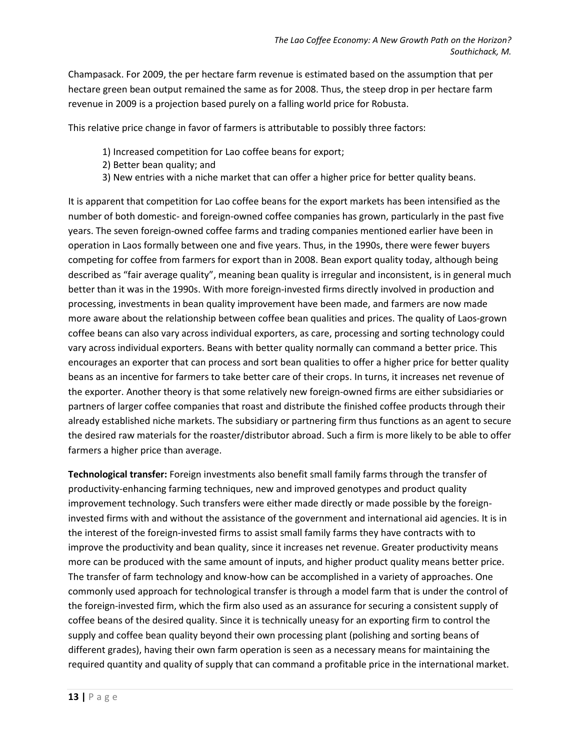Champasack. For 2009, the per hectare farm revenue is estimated based on the assumption that per hectare green bean output remained the same as for 2008. Thus, the steep drop in per hectare farm revenue in 2009 is a projection based purely on a falling world price for Robusta.

This relative price change in favor of farmers is attributable to possibly three factors:

1) Increased competition for Lao coffee beans for export;
2) Better bean quality; and
3) New entries with a niche market that can offer a higher price for better quality beans.

It is apparent that competition for Lao coffee beans for the export markets has been intensified as the number of both domestic- and foreign-owned coffee companies has grown, particularly in the past five years. The seven foreign-owned coffee farms and trading companies mentioned earlier have been in operation in Laos formally between one and five years. Thus, in the 1990s, there were fewer buyers competing for coffee from farmers for export than in 2008. Bean export quality today, although being described as "fair average quality", meaning bean quality is irregular and inconsistent, is in general much better than it was in the 1990s. With more foreign-invested firms directly involved in production and processing, investments in bean quality improvement have been made, and farmers are now made more aware about the relationship between coffee bean qualities and prices. The quality of Laos-grown coffee beans can also vary across individual exporters, as care, processing and sorting technology could vary across individual exporters. Beans with better quality normally can command a better price. This encourages an exporter that can process and sort bean qualities to offer a higher price for better quality beans as an incentive for farmers to take better care of their crops. In turns, it increases net revenue of the exporter. Another theory is that some relatively new foreign-owned firms are either subsidiaries or partners of larger coffee companies that roast and distribute the finished coffee products through their already established niche markets. The subsidiary or partnering firm thus functions as an agent to secure the desired raw materials for the roaster/distributor abroad. Such a firm is more likely to be able to offer farmers a higher price than average.

**Technological transfer:** Foreign investments also benefit small family farms through the transfer of productivity-enhancing farming techniques, new and improved genotypes and product quality improvement technology. Such transfers were either made directly or made possible by the foreign-invested firms with and without the assistance of the government and international aid agencies. It is in the interest of the foreign-invested firms to assist small family farms they have contracts with to improve the productivity and bean quality, since it increases net revenue. Greater productivity means more can be produced with the same amount of inputs, and higher product quality means better price. The transfer of farm technology and know-how can be accomplished in a variety of approaches. One commonly used approach for technological transfer is through a model farm that is under the control of the foreign-invested firm, which the firm also used as an assurance for securing a consistent supply of coffee beans of the desired quality. Since it is technically uneasy for an exporting firm to control the supply and coffee bean quality beyond their own processing plant (polishing and sorting beans of different grades), having their own farm operation is seen as a necessary means for maintaining the required quantity and quality of supply that can command a profitable price in the international market.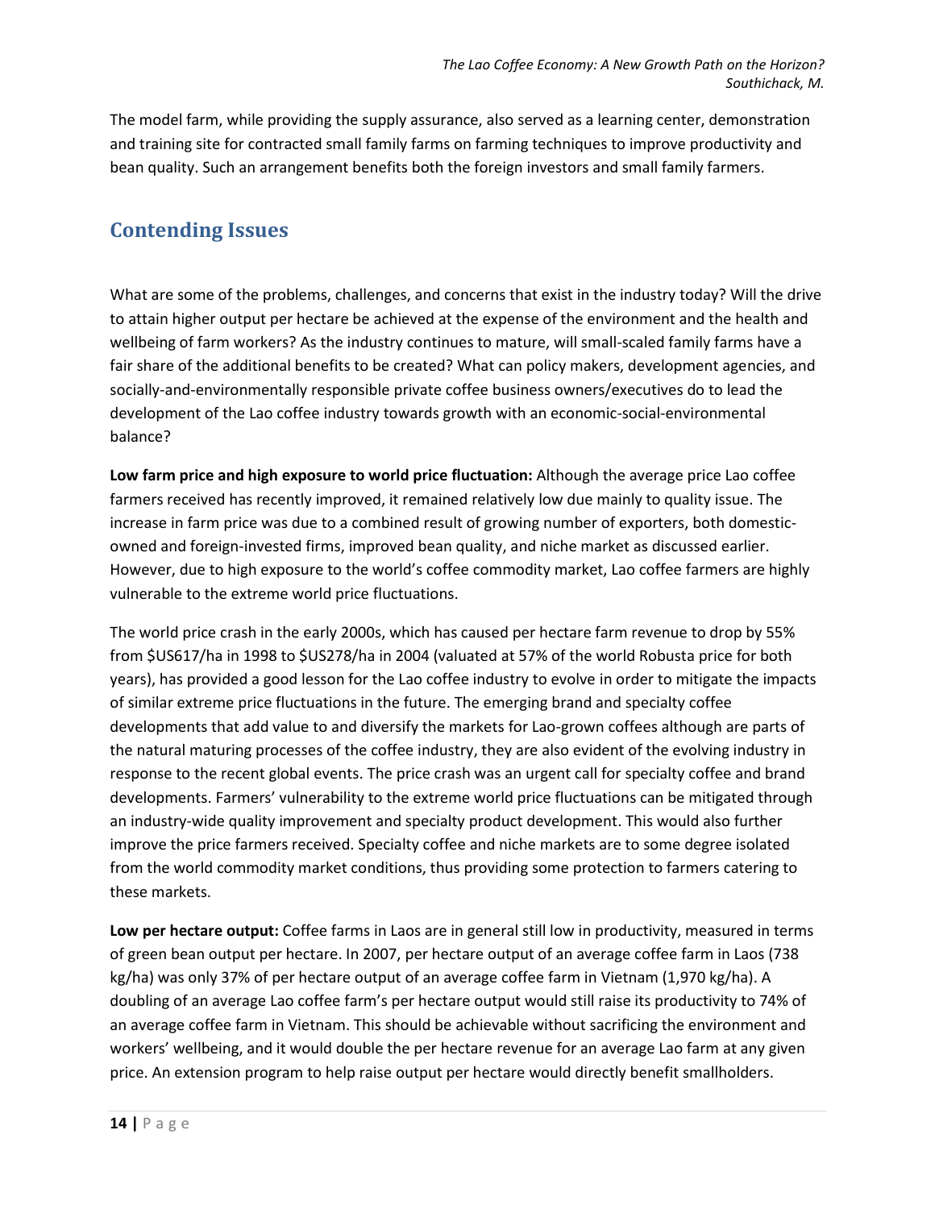The model farm, while providing the supply assurance, also served as a learning center, demonstration and training site for contracted small family farms on farming techniques to improve productivity and bean quality. Such an arrangement benefits both the foreign investors and small family farmers.

## Contending Issues

What are some of the problems, challenges, and concerns that exist in the industry today? Will the drive to attain higher output per hectare be achieved at the expense of the environment and the health and wellbeing of farm workers? As the industry continues to mature, will small-scaled family farms have a fair share of the additional benefits to be created? What can policy makers, development agencies, and socially-and-environmentally responsible private coffee business owners/executives do to lead the development of the Lao coffee industry towards growth with an economic-social-environmental balance?

**Low farm price and high exposure to world price fluctuation:** Although the average price Lao coffee farmers received has recently improved, it remained relatively low due mainly to quality issue. The increase in farm price was due to a combined result of growing number of exporters, both domestic-owned and foreign-invested firms, improved bean quality, and niche market as discussed earlier. However, due to high exposure to the world's coffee commodity market, Lao coffee farmers are highly vulnerable to the extreme world price fluctuations.

The world price crash in the early 2000s, which has caused per hectare farm revenue to drop by 55% from $US617/ha in 1998 to $US278/ha in 2004 (valuated at 57% of the world Robusta price for both years), has provided a good lesson for the Lao coffee industry to evolve in order to mitigate the impacts of similar extreme price fluctuations in the future. The emerging brand and specialty coffee developments that add value to and diversify the markets for Lao-grown coffees although are parts of the natural maturing processes of the coffee industry, they are also evident of the evolving industry in response to the recent global events. The price crash was an urgent call for specialty coffee and brand developments. Farmers' vulnerability to the extreme world price fluctuations can be mitigated through an industry-wide quality improvement and specialty product development. This would also further improve the price farmers received. Specialty coffee and niche markets are to some degree isolated from the world commodity market conditions, thus providing some protection to farmers catering to these markets.

**Low per hectare output:** Coffee farms in Laos are in general still low in productivity, measured in terms of green bean output per hectare. In 2007, per hectare output of an average coffee farm in Laos (738 kg/ha) was only 37% of per hectare output of an average coffee farm in Vietnam (1,970 kg/ha). A doubling of an average Lao coffee farm's per hectare output would still raise its productivity to 74% of an average coffee farm in Vietnam. This should be achievable without sacrificing the environment and workers' wellbeing, and it would double the per hectare revenue for an average Lao farm at any given price. An extension program to help raise output per hectare would directly benefit smallholders.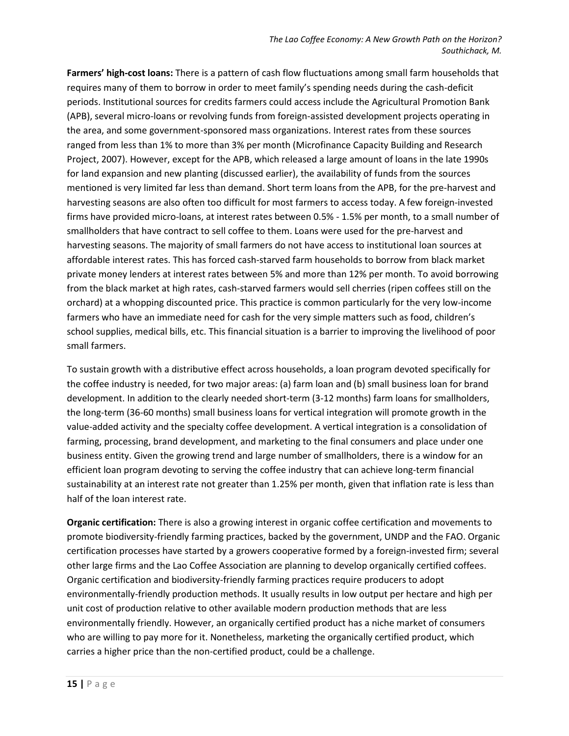**Farmers' high-cost loans:** There is a pattern of cash flow fluctuations among small farm households that requires many of them to borrow in order to meet family's spending needs during the cash-deficit periods. Institutional sources for credits farmers could access include the Agricultural Promotion Bank (APB), several micro-loans or revolving funds from foreign-assisted development projects operating in the area, and some government-sponsored mass organizations. Interest rates from these sources ranged from less than 1% to more than 3% per month (Microfinance Capacity Building and Research Project, 2007). However, except for the APB, which released a large amount of loans in the late 1990s for land expansion and new planting (discussed earlier), the availability of funds from the sources mentioned is very limited far less than demand. Short term loans from the APB, for the pre-harvest and harvesting seasons are also often too difficult for most farmers to access today. A few foreign-invested firms have provided micro-loans, at interest rates between 0.5% - 1.5% per month, to a small number of smallholders that have contract to sell coffee to them. Loans were used for the pre-harvest and harvesting seasons. The majority of small farmers do not have access to institutional loan sources at affordable interest rates. This has forced cash-starved farm households to borrow from black market private money lenders at interest rates between 5% and more than 12% per month. To avoid borrowing from the black market at high rates, cash-starved farmers would sell cherries (ripen coffees still on the orchard) at a whopping discounted price. This practice is common particularly for the very low-income farmers who have an immediate need for cash for the very simple matters such as food, children's school supplies, medical bills, etc. This financial situation is a barrier to improving the livelihood of poor small farmers.

To sustain growth with a distributive effect across households, a loan program devoted specifically for the coffee industry is needed, for two major areas: (a) farm loan and (b) small business loan for brand development. In addition to the clearly needed short-term (3-12 months) farm loans for smallholders, the long-term (36-60 months) small business loans for vertical integration will promote growth in the value-added activity and the specialty coffee development. A vertical integration is a consolidation of farming, processing, brand development, and marketing to the final consumers and place under one business entity. Given the growing trend and large number of smallholders, there is a window for an efficient loan program devoting to serving the coffee industry that can achieve long-term financial sustainability at an interest rate not greater than 1.25% per month, given that inflation rate is less than half of the loan interest rate.

**Organic certification:** There is also a growing interest in organic coffee certification and movements to promote biodiversity-friendly farming practices, backed by the government, UNDP and the FAO. Organic certification processes have started by a growers cooperative formed by a foreign-invested firm; several other large firms and the Lao Coffee Association are planning to develop organically certified coffees. Organic certification and biodiversity-friendly farming practices require producers to adopt environmentally-friendly production methods. It usually results in low output per hectare and high per unit cost of production relative to other available modern production methods that are less environmentally friendly. However, an organically certified product has a niche market of consumers who are willing to pay more for it. Nonetheless, marketing the organically certified product, which carries a higher price than the non-certified product, could be a challenge.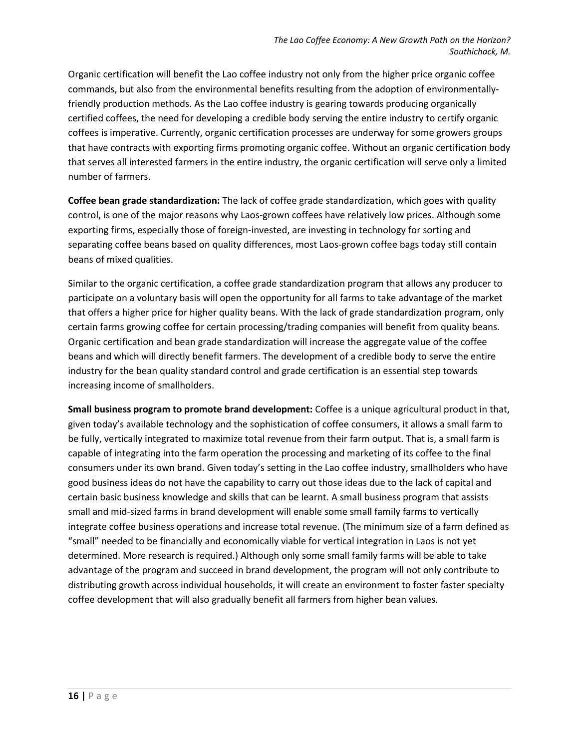Organic certification will benefit the Lao coffee industry not only from the higher price organic coffee commands, but also from the environmental benefits resulting from the adoption of environmentally-friendly production methods. As the Lao coffee industry is gearing towards producing organically certified coffees, the need for developing a credible body serving the entire industry to certify organic coffees is imperative. Currently, organic certification processes are underway for some growers groups that have contracts with exporting firms promoting organic coffee. Without an organic certification body that serves all interested farmers in the entire industry, the organic certification will serve only a limited number of farmers.

**Coffee bean grade standardization:** The lack of coffee grade standardization, which goes with quality control, is one of the major reasons why Laos-grown coffees have relatively low prices. Although some exporting firms, especially those of foreign-invested, are investing in technology for sorting and separating coffee beans based on quality differences, most Laos-grown coffee bags today still contain beans of mixed qualities.

Similar to the organic certification, a coffee grade standardization program that allows any producer to participate on a voluntary basis will open the opportunity for all farms to take advantage of the market that offers a higher price for higher quality beans. With the lack of grade standardization program, only certain farms growing coffee for certain processing/trading companies will benefit from quality beans. Organic certification and bean grade standardization will increase the aggregate value of the coffee beans and which will directly benefit farmers. The development of a credible body to serve the entire industry for the bean quality standard control and grade certification is an essential step towards increasing income of smallholders.

**Small business program to promote brand development:** Coffee is a unique agricultural product in that, given today's available technology and the sophistication of coffee consumers, it allows a small farm to be fully, vertically integrated to maximize total revenue from their farm output. That is, a small farm is capable of integrating into the farm operation the processing and marketing of its coffee to the final consumers under its own brand. Given today's setting in the Lao coffee industry, smallholders who have good business ideas do not have the capability to carry out those ideas due to the lack of capital and certain basic business knowledge and skills that can be learnt. A small business program that assists small and mid-sized farms in brand development will enable some small family farms to vertically integrate coffee business operations and increase total revenue. (The minimum size of a farm defined as "small" needed to be financially and economically viable for vertical integration in Laos is not yet determined. More research is required.) Although only some small family farms will be able to take advantage of the program and succeed in brand development, the program will not only contribute to distributing growth across individual households, it will create an environment to foster faster specialty coffee development that will also gradually benefit all farmers from higher bean values.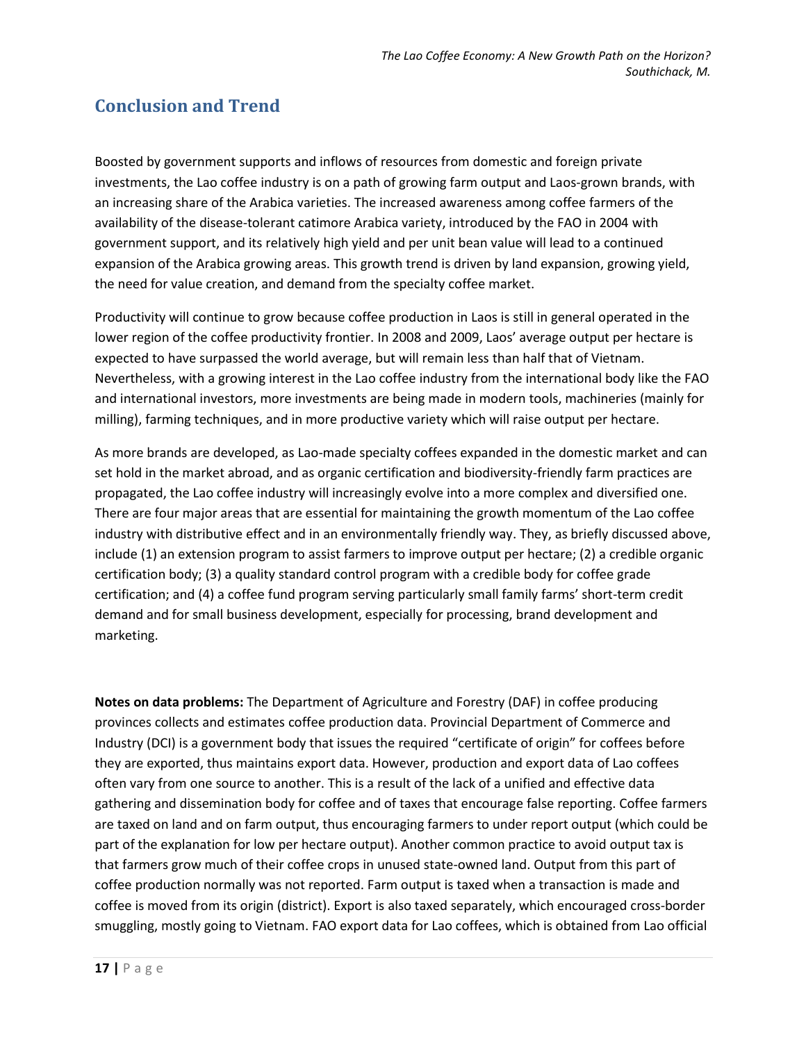## Conclusion and Trend

Boosted by government supports and inflows of resources from domestic and foreign private investments, the Lao coffee industry is on a path of growing farm output and Laos-grown brands, with an increasing share of the Arabica varieties. The increased awareness among coffee farmers of the availability of the disease-tolerant catimore Arabica variety, introduced by the FAO in 2004 with government support, and its relatively high yield and per unit bean value will lead to a continued expansion of the Arabica growing areas. This growth trend is driven by land expansion, growing yield, the need for value creation, and demand from the specialty coffee market.

Productivity will continue to grow because coffee production in Laos is still in general operated in the lower region of the coffee productivity frontier. In 2008 and 2009, Laos' average output per hectare is expected to have surpassed the world average, but will remain less than half that of Vietnam. Nevertheless, with a growing interest in the Lao coffee industry from the international body like the FAO and international investors, more investments are being made in modern tools, machineries (mainly for milling), farming techniques, and in more productive variety which will raise output per hectare.

As more brands are developed, as Lao-made specialty coffees expanded in the domestic market and can set hold in the market abroad, and as organic certification and biodiversity-friendly farm practices are propagated, the Lao coffee industry will increasingly evolve into a more complex and diversified one. There are four major areas that are essential for maintaining the growth momentum of the Lao coffee industry with distributive effect and in an environmentally friendly way. They, as briefly discussed above, include (1) an extension program to assist farmers to improve output per hectare; (2) a credible organic certification body; (3) a quality standard control program with a credible body for coffee grade certification; and (4) a coffee fund program serving particularly small family farms' short-term credit demand and for small business development, especially for processing, brand development and marketing.

**Notes on data problems:** The Department of Agriculture and Forestry (DAF) in coffee producing provinces collects and estimates coffee production data. Provincial Department of Commerce and Industry (DCI) is a government body that issues the required "certificate of origin" for coffees before they are exported, thus maintains export data. However, production and export data of Lao coffees often vary from one source to another. This is a result of the lack of a unified and effective data gathering and dissemination body for coffee and of taxes that encourage false reporting. Coffee farmers are taxed on land and on farm output, thus encouraging farmers to under report output (which could be part of the explanation for low per hectare output). Another common practice to avoid output tax is that farmers grow much of their coffee crops in unused state-owned land. Output from this part of coffee production normally was not reported. Farm output is taxed when a transaction is made and coffee is moved from its origin (district). Export is also taxed separately, which encouraged cross-border smuggling, mostly going to Vietnam. FAO export data for Lao coffees, which is obtained from Lao official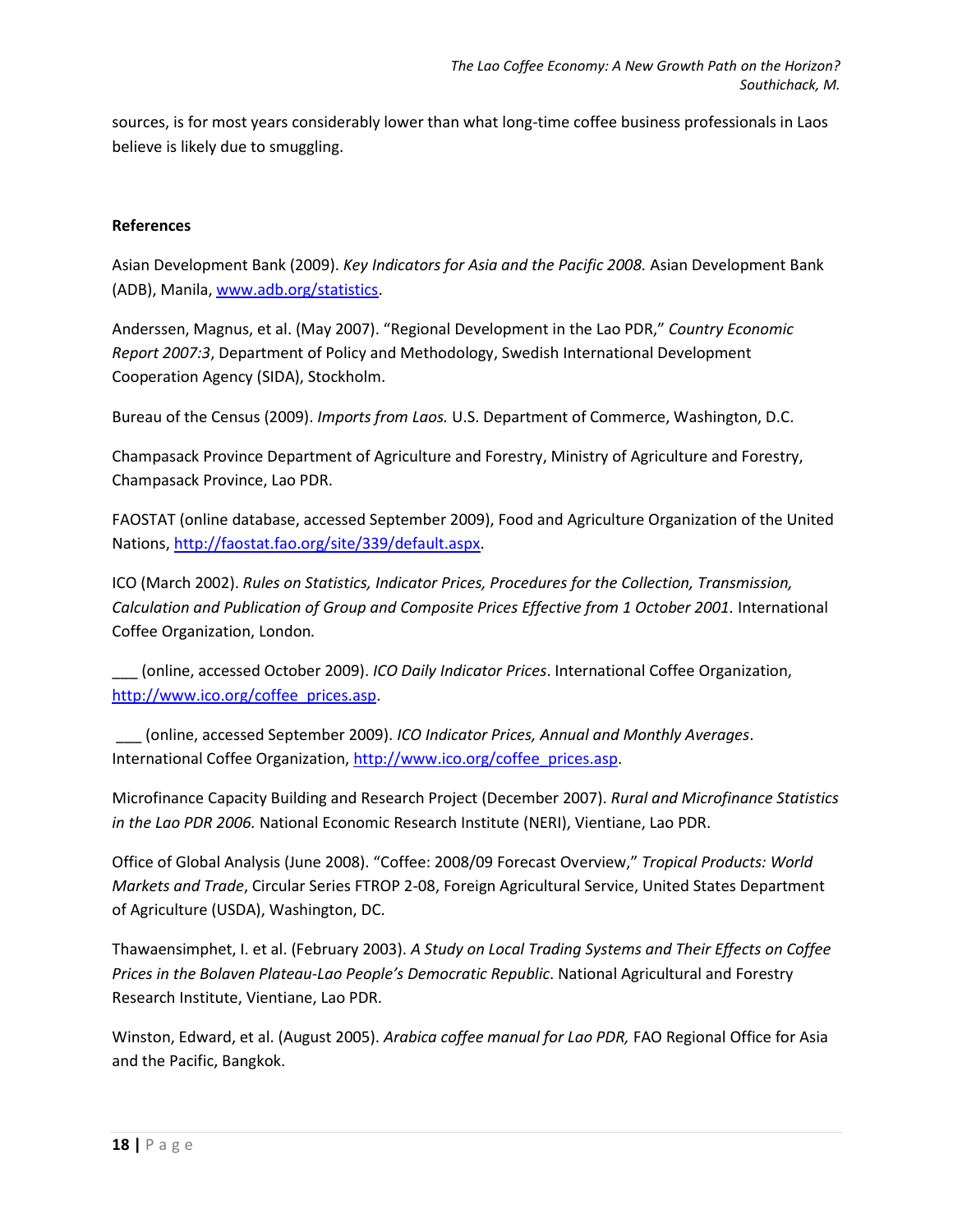sources, is for most years considerably lower than what long-time coffee business professionals in Laos believe is likely due to smuggling.

**References**

Asian Development Bank (2009). *Key Indicators for Asia and the Pacific 2008.* Asian Development Bank (ADB), Manila, [www.adb.org/statistics](www.adb.org/statistics).

Anderssen, Magnus, et al. (May 2007). "Regional Development in the Lao PDR," *Country Economic Report 2007:3*, Department of Policy and Methodology, Swedish International Development Cooperation Agency (SIDA), Stockholm.

Bureau of the Census (2009). *Imports from Laos.* U.S. Department of Commerce, Washington, D.C.

Champasack Province Department of Agriculture and Forestry, Ministry of Agriculture and Forestry, Champasack Province, Lao PDR.

FAOSTAT (online database, accessed September 2009), Food and Agriculture Organization of the United Nations, [http://faostat.fao.org/site/339/default.aspx](http://faostat.fao.org/site/339/default.aspx).

ICO (March 2002). *Rules on Statistics, Indicator Prices, Procedures for the Collection, Transmission, Calculation and Publication of Group and Composite Prices Effective from 1 October 2001.* International Coffee Organization, London.

___ (online, accessed October 2009). *ICO Daily Indicator Prices*. International Coffee Organization, [http://www.ico.org/coffee_prices.asp](http://www.ico.org/coffee_prices.asp).

___ (online, accessed September 2009). *ICO Indicator Prices, Annual and Monthly Averages*. International Coffee Organization, [http://www.ico.org/coffee_prices.asp](http://www.ico.org/coffee_prices.asp).

Microfinance Capacity Building and Research Project (December 2007). *Rural and Microfinance Statistics in the Lao PDR 2006.* National Economic Research Institute (NERI), Vientiane, Lao PDR.

Office of Global Analysis (June 2008). "Coffee: 2008/09 Forecast Overview," *Tropical Products: World Markets and Trade*, Circular Series FTROP 2-08, Foreign Agricultural Service, United States Department of Agriculture (USDA), Washington, DC.

Thawaensimphet, I. et al. (February 2003). *A Study on Local Trading Systems and Their Effects on Coffee Prices in the Bolaven Plateau-Lao People's Democratic Republic*. National Agricultural and Forestry Research Institute, Vientiane, Lao PDR.

Winston, Edward, et al. (August 2005). *Arabica coffee manual for Lao PDR,* FAO Regional Office for Asia and the Pacific, Bangkok.